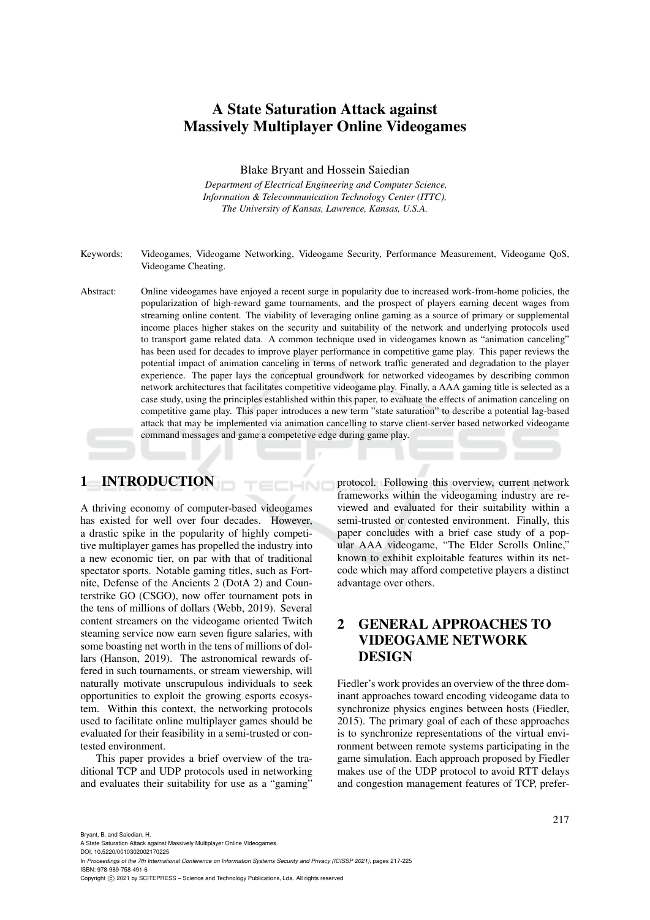# A State Saturation Attack against Massively Multiplayer Online Videogames

Blake Bryant and Hossein Saiedian

*Department of Electrical Engineering and Computer Science, Information & Telecommunication Technology Center (ITTC), The University of Kansas, Lawrence, Kansas, U.S.A.*

Keywords: Videogames, Videogame Networking, Videogame Security, Performance Measurement, Videogame QoS, Videogame Cheating.

Abstract: Online videogames have enjoyed a recent surge in popularity due to increased work-from-home policies, the popularization of high-reward game tournaments, and the prospect of players earning decent wages from streaming online content. The viability of leveraging online gaming as a source of primary or supplemental income places higher stakes on the security and suitability of the network and underlying protocols used to transport game related data. A common technique used in videogames known as "animation canceling" has been used for decades to improve player performance in competitive game play. This paper reviews the potential impact of animation canceling in terms of network traffic generated and degradation to the player experience. The paper lays the conceptual groundwork for networked videogames by describing common network architectures that facilitates competitive videogame play. Finally, a AAA gaming title is selected as a case study, using the principles established within this paper, to evaluate the effects of animation canceling on competitive game play. This paper introduces a new term "state saturation" to describe a potential lag-based attack that may be implemented via animation cancelling to starve client-server based networked videogame command messages and game a competetive edge during game play.

## 1 INTRODUCTION

A thriving economy of computer-based videogames has existed for well over four decades. However, a drastic spike in the popularity of highly competitive multiplayer games has propelled the industry into a new economic tier, on par with that of traditional spectator sports. Notable gaming titles, such as Fortnite, Defense of the Ancients 2 (DotA 2) and Counterstrike GO (CSGO), now offer tournament pots in the tens of millions of dollars (Webb, 2019). Several content streamers on the videogame oriented Twitch steaming service now earn seven figure salaries, with some boasting net worth in the tens of millions of dollars (Hanson, 2019). The astronomical rewards offered in such tournaments, or stream viewership, will naturally motivate unscrupulous individuals to seek opportunities to exploit the growing esports ecosystem. Within this context, the networking protocols used to facilitate online multiplayer games should be evaluated for their feasibility in a semi-trusted or contested environment.

This paper provides a brief overview of the traditional TCP and UDP protocols used in networking and evaluates their suitability for use as a "gaming" protocol. Following this overview, current network frameworks within the videogaming industry are reviewed and evaluated for their suitability within a semi-trusted or contested environment. Finally, this paper concludes with a brief case study of a popular AAA videogame, "The Elder Scrolls Online," known to exhibit exploitable features within its netcode which may afford competetive players a distinct advantage over others.

## 2 GENERAL APPROACHES TO VIDEOGAME NETWORK DESIGN

Fiedler's work provides an overview of the three dominant approaches toward encoding videogame data to synchronize physics engines between hosts (Fiedler, 2015). The primary goal of each of these approaches is to synchronize representations of the virtual environment between remote systems participating in the game simulation. Each approach proposed by Fiedler makes use of the UDP protocol to avoid RTT delays and congestion management features of TCP, prefer-

Bryant, B. and Saiedian, H.
A State Saturation Attack against Massively Multiplayer Online Videogames.
DOI: 10.5220/0010302002170225
In *Proceedings of the 7th International Conference on Information Systems Security and Privacy (ICISSP 2021)*, pages 217-225
ISBN: 978-989-758-491-6
Copyright © 2021 by SCITEPRESS – Science and Technology Publications, Lda. All rights reserved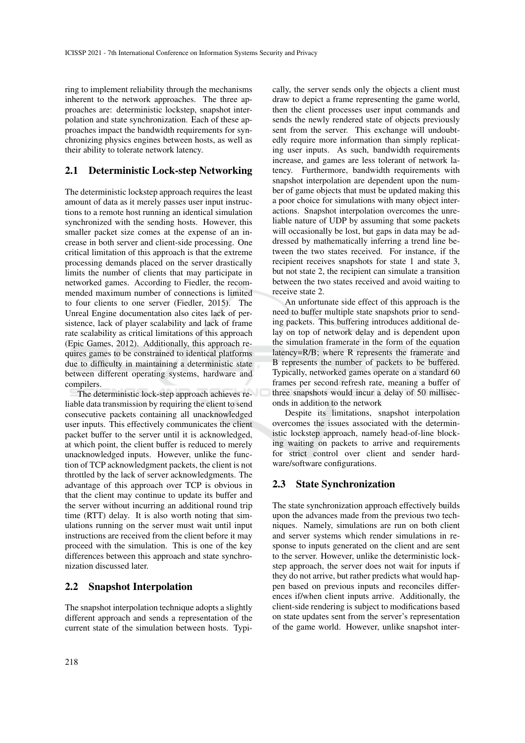ring to implement reliability through the mechanisms inherent to the network approaches. The three approaches are: deterministic lockstep, snapshot interpolation and state synchronization. Each of these approaches impact the bandwidth requirements for synchronizing physics engines between hosts, as well as their ability to tolerate network latency.

### 2.1 Deterministic Lock-step Networking

The deterministic lockstep approach requires the least amount of data as it merely passes user input instructions to a remote host running an identical simulation synchronized with the sending hosts. However, this smaller packet size comes at the expense of an increase in both server and client-side processing. One critical limitation of this approach is that the extreme processing demands placed on the server drastically limits the number of clients that may participate in networked games. According to Fiedler, the recommended maximum number of connections is limited to four clients to one server (Fiedler, 2015). The Unreal Engine documentation also cites lack of persistence, lack of player scalability and lack of frame rate scalability as critical limitations of this approach (Epic Games, 2012). Additionally, this approach requires games to be constrained to identical platforms due to difficulty in maintaining a deterministic state between different operating systems, hardware and compilers.

The deterministic lock-step approach achieves reliable data transmission by requiring the client to send consecutive packets containing all unacknowledged user inputs. This effectively communicates the client packet buffer to the server until it is acknowledged, at which point, the client buffer is reduced to merely unacknowledged inputs. However, unlike the function of TCP acknowledgment packets, the client is not throttled by the lack of server acknowledgments. The advantage of this approach over TCP is obvious in that the client may continue to update its buffer and the server without incurring an additional round trip time (RTT) delay. It is also worth noting that simulations running on the server must wait until input instructions are received from the client before it may proceed with the simulation. This is one of the key differences between this approach and state synchronization discussed later.

### 2.2 Snapshot Interpolation

The snapshot interpolation technique adopts a slightly different approach and sends a representation of the current state of the simulation between hosts. Typically, the server sends only the objects a client must draw to depict a frame representing the game world, then the client processes user input commands and sends the newly rendered state of objects previously sent from the server. This exchange will undoubtedly require more information than simply replicating user inputs. As such, bandwidth requirements increase, and games are less tolerant of network latency. Furthermore, bandwidth requirements with snapshot interpolation are dependent upon the number of game objects that must be updated making this a poor choice for simulations with many object interactions. Snapshot interpolation overcomes the unreliable nature of UDP by assuming that some packets will occasionally be lost, but gaps in data may be addressed by mathematically inferring a trend line between the two states received. For instance, if the recipient receives snapshots for state 1 and state 3, but not state 2, the recipient can simulate a transition between the two states received and avoid waiting to receive state 2.

An unfortunate side effect of this approach is the need to buffer multiple state snapshots prior to sending packets. This buffering introduces additional delay on top of network delay and is dependent upon the simulation framerate in the form of the equation latency=R/B; where R represents the framerate and B represents the number of packets to be buffered. Typically, networked games operate on a standard 60 frames per second refresh rate, meaning a buffer of three snapshots would incur a delay of 50 milliseconds in addition to the network

Despite its limitations, snapshot interpolation overcomes the issues associated with the deterministic lockstep approach, namely head-of-line blocking waiting on packets to arrive and requirements for strict control over client and sender hardware/software configurations.

### 2.3 State Synchronization

The state synchronization approach effectively builds upon the advances made from the previous two techniques. Namely, simulations are run on both client and server systems which render simulations in response to inputs generated on the client and are sent to the server. However, unlike the deterministic lockstep approach, the server does not wait for inputs if they do not arrive, but rather predicts what would happen based on previous inputs and reconciles differences if/when client inputs arrive. Additionally, the client-side rendering is subject to modifications based on state updates sent from the server's representation of the game world. However, unlike snapshot inter-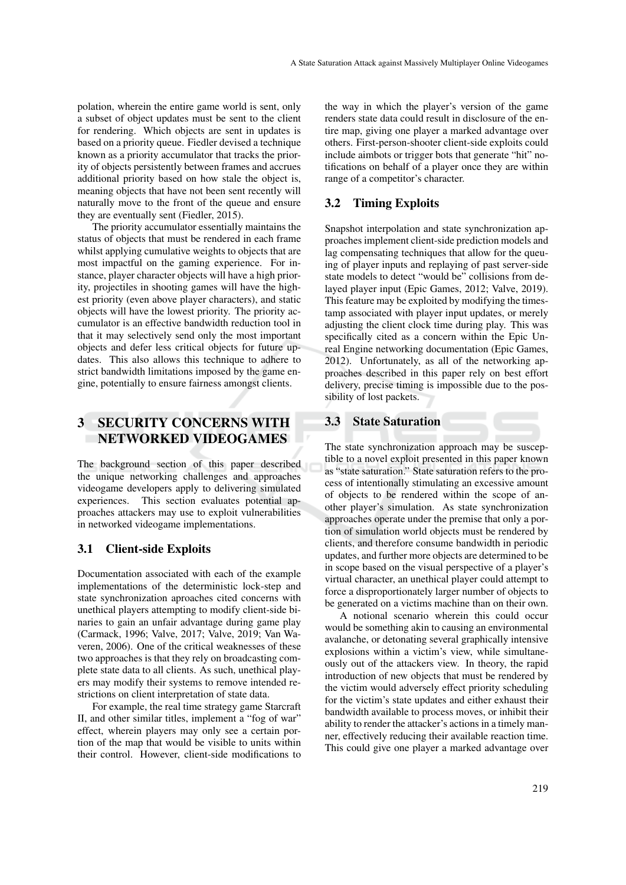polation, wherein the entire game world is sent, only a subset of object updates must be sent to the client for rendering. Which objects are sent in updates is based on a priority queue. Fiedler devised a technique known as a priority accumulator that tracks the priority of objects persistently between frames and accrues additional priority based on how stale the object is, meaning objects that have not been sent recently will naturally move to the front of the queue and ensure they are eventually sent (Fiedler, 2015).

The priority accumulator essentially maintains the status of objects that must be rendered in each frame whilst applying cumulative weights to objects that are most impactful on the gaming experience. For instance, player character objects will have a high priority, projectiles in shooting games will have the highest priority (even above player characters), and static objects will have the lowest priority. The priority accumulator is an effective bandwidth reduction tool in that it may selectively send only the most important objects and defer less critical objects for future updates. This also allows this technique to adhere to strict bandwidth limitations imposed by the game engine, potentially to ensure fairness amongst clients.

# 3 SECURITY CONCERNS WITH NETWORKED VIDEOGAMES

The background section of this paper described the unique networking challenges and approaches videogame developers apply to delivering simulated experiences. This section evaluates potential approaches attackers may use to exploit vulnerabilities in networked videogame implementations.

## 3.1 Client-side Exploits

Documentation associated with each of the example implementations of the deterministic lock-step and state synchronization aproaches cited concerns with unethical players attempting to modify client-side binaries to gain an unfair advantage during game play (Carmack, 1996; Valve, 2017; Valve, 2019; Van Waveren, 2006). One of the critical weaknesses of these two approaches is that they rely on broadcasting complete state data to all clients. As such, unethical players may modify their systems to remove intended restrictions on client interpretation of state data.

For example, the real time strategy game Starcraft II, and other similar titles, implement a "fog of war" effect, wherein players may only see a certain portion of the map that would be visible to units within their control. However, client-side modifications to the way in which the player's version of the game renders state data could result in disclosure of the entire map, giving one player a marked advantage over others. First-person-shooter client-side exploits could include aimbots or trigger bots that generate "hit" notifications on behalf of a player once they are within range of a competitor's character.

## 3.2 Timing Exploits

Snapshot interpolation and state synchronization approaches implement client-side prediction models and lag compensating techniques that allow for the queuing of player inputs and replaying of past server-side state models to detect "would be" collisions from delayed player input (Epic Games, 2012; Valve, 2019). This feature may be exploited by modifying the timestamp associated with player input updates, or merely adjusting the client clock time during play. This was specifically cited as a concern within the Epic Unreal Engine networking documentation (Epic Games, 2012). Unfortunately, as all of the networking approaches described in this paper rely on best effort delivery, precise timing is impossible due to the possibility of lost packets.

## 3.3 State Saturation

The state synchronization approach may be susceptible to a novel exploit presented in this paper known as "state saturation." State saturation refers to the process of intentionally stimulating an excessive amount of objects to be rendered within the scope of another player's simulation. As state synchronization approaches operate under the premise that only a portion of simulation world objects must be rendered by clients, and therefore consume bandwidth in periodic updates, and further more objects are determined to be in scope based on the visual perspective of a player's virtual character, an unethical player could attempt to force a disproportionately larger number of objects to be generated on a victims machine than on their own.

A notional scenario wherein this could occur would be something akin to causing an environmental avalanche, or detonating several graphically intensive explosions within a victim's view, while simultaneously out of the attackers view. In theory, the rapid introduction of new objects that must be rendered by the victim would adversely effect priority scheduling for the victim's state updates and either exhaust their bandwidth available to process moves, or inhibit their ability to render the attacker's actions in a timely manner, effectively reducing their available reaction time. This could give one player a marked advantage over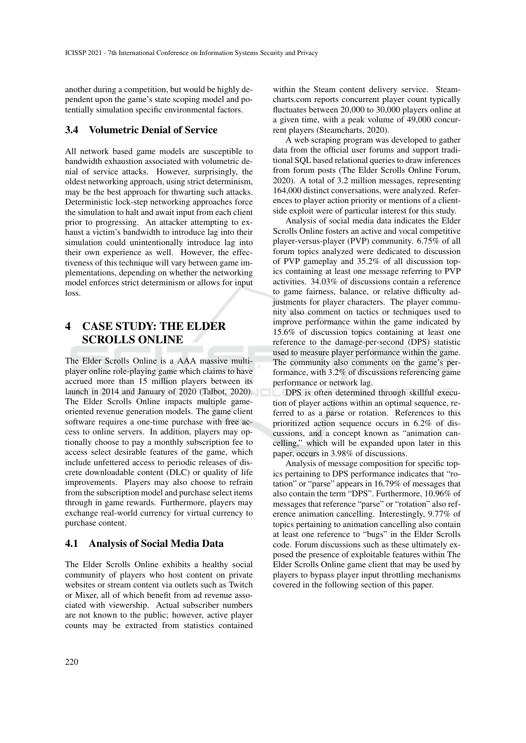another during a competition, but would be highly dependent upon the game's state scoping model and potentially simulation specific environmental factors.

### 3.4 Volumetric Denial of Service

All network based game models are susceptible to bandwidth exhaustion associated with volumetric denial of service attacks. However, surprisingly, the oldest networking approach, using strict determinism, may be the best approach for thwarting such attacks. Deterministic lock-step networking approaches force the simulation to halt and await input from each client prior to progressing. An attacker attempting to exhaust a victim's bandwidth to introduce lag into their simulation could unintentionally introduce lag into their own experience as well. However, the effectiveness of this technique will vary between game implementations, depending on whether the networking model enforces strict determinism or allows for input loss.

## 4 CASE STUDY: THE ELDER SCROLLS ONLINE

The Elder Scrolls Online is a AAA massive multiplayer online role-playing game which claims to have accrued more than 15 million players between its launch in 2014 and January of 2020 (Talbot, 2020). The Elder Scrolls Online impacts multiple game-oriented revenue generation models. The game client software requires a one-time purchase with free access to online servers. In addition, players may optionally choose to pay a monthly subscription fee to access select desirable features of the game, which include unfettered access to periodic releases of discrete downloadable content (DLC) or quality of life improvements. Players may also choose to refrain from the subscription model and purchase select items through in game rewards. Furthermore, players may exchange real-world currency for virtual currency to purchase content.

### 4.1 Analysis of Social Media Data

The Elder Scrolls Online exhibits a healthy social community of players who host content on private websites or stream content via outlets such as Twitch or Mixer, all of which benefit from ad revenue associated with viewership. Actual subscriber numbers are not known to the public; however, active player counts may be extracted from statistics contained within the Steam content delivery service. Steamcharts.com reports concurrent player count typically fluctuates between 20,000 to 30,000 players online at a given time, with a peak volume of 49,000 concurrent players (Steamcharts, 2020).

A web scraping program was developed to gather data from the official user forums and support traditional SQL based relational queries to draw inferences from forum posts (The Elder Scrolls Online Forum, 2020). A total of 3.2 million messages, representing 164,000 distinct conversations, were analyzed. References to player action priority or mentions of a client-side exploit were of particular interest for this study.

Analysis of social media data indicates the Elder Scrolls Online fosters an active and vocal competitive player-versus-player (PVP) community. 6.75% of all forum topics analyzed were dedicated to discussion of PVP gameplay and 35.2% of all discussion topics containing at least one message referring to PVP activities. 34.03% of discussions contain a reference to game fairness, balance, or relative difficulty adjustments for player characters. The player community also comment on tactics or techniques used to improve performance within the game indicated by 15.6% of discussion topics containing at least one reference to the damage-per-second (DPS) statistic used to measure player performance within the game. The community also comments on the game's performance, with 3.2% of discussions referencing game performance or network lag.

DPS is often determined through skillful execution of player actions within an optimal sequence, referred to as a parse or rotation. References to this prioritized action sequence occurs in 6.2% of discussions, and a concept known as "animation cancelling," which will be expanded upon later in this paper, occurs in 3.98% of discussions.

Analysis of message composition for specific topics pertaining to DPS performance indicates that "rotation" or "parse" appears in 16.79% of messages that also contain the term "DPS". Furthermore, 10.96% of messages that reference "parse" or "rotation" also reference animation cancelling. Interestingly, 9.77% of topics pertaining to animation cancelling also contain at least one reference to "bugs" in the Elder Scrolls code. Forum discussions such as these ultimately exposed the presence of exploitable features within The Elder Scrolls Online game client that may be used by players to bypass player input throttling mechanisms covered in the following section of this paper.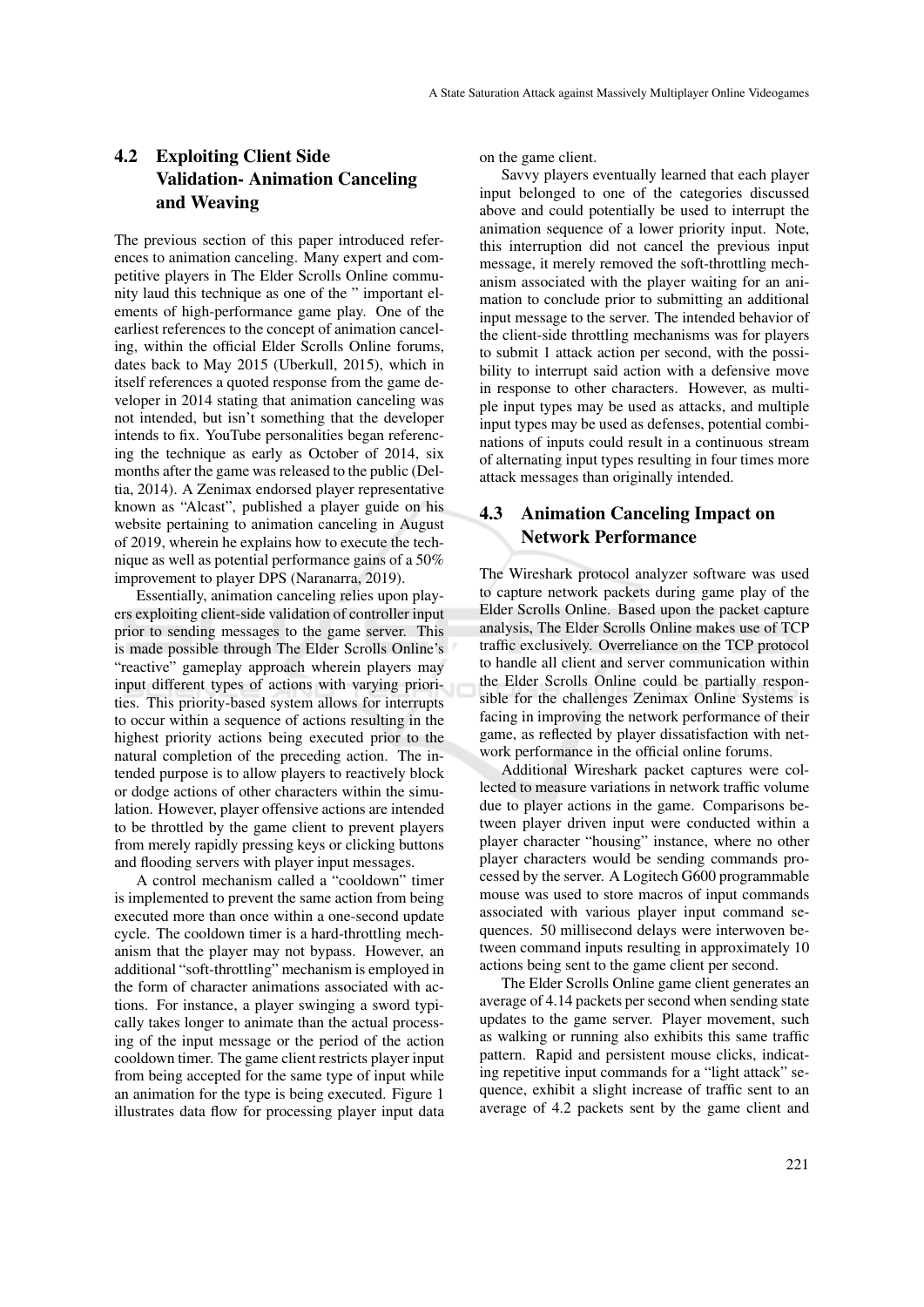## 4.2 Exploiting Client Side Validation- Animation Canceling and Weaving

The previous section of this paper introduced references to animation canceling. Many expert and competitive players in The Elder Scrolls Online community laud this technique as one of the " important elements of high-performance game play. One of the earliest references to the concept of animation canceling, within the official Elder Scrolls Online forums, dates back to May 2015 (Uberkull, 2015), which in itself references a quoted response from the game developer in 2014 stating that animation canceling was not intended, but isn't something that the developer intends to fix. YouTube personalities began referencing the technique as early as October of 2014, six months after the game was released to the public (Deltia, 2014). A Zenimax endorsed player representative known as "Alcast", published a player guide on his website pertaining to animation canceling in August of 2019, wherein he explains how to execute the technique as well as potential performance gains of a 50% improvement to player DPS (Naranarra, 2019).

Essentially, animation canceling relies upon players exploiting client-side validation of controller input prior to sending messages to the game server. This is made possible through The Elder Scrolls Online's "reactive" gameplay approach wherein players may input different types of actions with varying priorities. This priority-based system allows for interrupts to occur within a sequence of actions resulting in the highest priority actions being executed prior to the natural completion of the preceding action. The intended purpose is to allow players to reactively block or dodge actions of other characters within the simulation. However, player offensive actions are intended to be throttled by the game client to prevent players from merely rapidly pressing keys or clicking buttons and flooding servers with player input messages.

A control mechanism called a "cooldown" timer is implemented to prevent the same action from being executed more than once within a one-second update cycle. The cooldown timer is a hard-throttling mechanism that the player may not bypass. However, an additional "soft-throttling" mechanism is employed in the form of character animations associated with actions. For instance, a player swinging a sword typically takes longer to animate than the actual processing of the input message or the period of the action cooldown timer. The game client restricts player input from being accepted for the same type of input while an animation for the type is being executed. Figure 1 illustrates data flow for processing player input data on the game client.

Savvy players eventually learned that each player input belonged to one of the categories discussed above and could potentially be used to interrupt the animation sequence of a lower priority input. Note, this interruption did not cancel the previous input message, it merely removed the soft-throttling mechanism associated with the player waiting for an animation to conclude prior to submitting an additional input message to the server. The intended behavior of the client-side throttling mechanisms was for players to submit 1 attack action per second, with the possibility to interrupt said action with a defensive move in response to other characters. However, as multiple input types may be used as attacks, and multiple input types may be used as defenses, potential combinations of inputs could result in a continuous stream of alternating input types resulting in four times more attack messages than originally intended.

## 4.3 Animation Canceling Impact on Network Performance

The Wireshark protocol analyzer software was used to capture network packets during game play of the Elder Scrolls Online. Based upon the packet capture analysis, The Elder Scrolls Online makes use of TCP traffic exclusively. Overreliance on the TCP protocol to handle all client and server communication within the Elder Scrolls Online could be partially responsible for the challenges Zenimax Online Systems is facing in improving the network performance of their game, as reflected by player dissatisfaction with network performance in the official online forums.

Additional Wireshark packet captures were collected to measure variations in network traffic volume due to player actions in the game. Comparisons between player driven input were conducted within a player character "housing" instance, where no other player characters would be sending commands processed by the server. A Logitech G600 programmable mouse was used to store macros of input commands associated with various player input command sequences. 50 millisecond delays were interwoven between command inputs resulting in approximately 10 actions being sent to the game client per second.

The Elder Scrolls Online game client generates an average of 4.14 packets per second when sending state updates to the game server. Player movement, such as walking or running also exhibits this same traffic pattern. Rapid and persistent mouse clicks, indicating repetitive input commands for a "light attack" sequence, exhibit a slight increase of traffic sent to an average of 4.2 packets sent by the game client and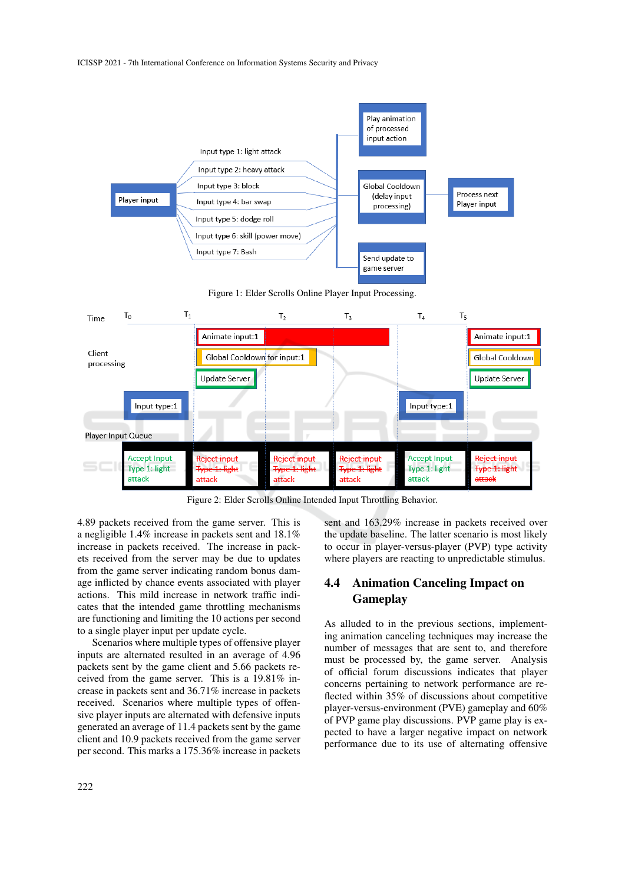Figure 1: Elder Scrolls Online Player Input Processing.

Figure 2: Elder Scrolls Online Intended Input Throttling Behavior.

4.89 packets received from the game server. This is a negligible 1.4% increase in packets sent and 18.1% increase in packets received. The increase in packets received from the server may be due to updates from the game server indicating random bonus damage inflicted by chance events associated with player actions. This mild increase in network traffic indicates that the intended game throttling mechanisms are functioning and limiting the 10 actions per second to a single player input per update cycle.

Scenarios where multiple types of offensive player inputs are alternated resulted in an average of 4.96 packets sent by the game client and 5.66 packets received from the game server. This is a 19.81% increase in packets sent and 36.71% increase in packets received. Scenarios where multiple types of offensive player inputs are alternated with defensive inputs generated an average of 11.4 packets sent by the game client and 10.9 packets received from the game server per second. This marks a 175.36% increase in packets sent and 163.29% increase in packets received over the update baseline. The latter scenario is most likely to occur in player-versus-player (PVP) type activity where players are reacting to unpredictable stimulus.

## 4.4 Animation Canceling Impact on Gameplay

As alluded to in the previous sections, implementing animation canceling techniques may increase the number of messages that are sent to, and therefore must be processed by, the game server. Analysis of official forum discussions indicates that player concerns pertaining to network performance are reflected within 35% of discussions about competitive player-versus-environment (PVE) gameplay and 60% of PVP game play discussions. PVP game play is expected to have a larger negative impact on network performance due to its use of alternating offensive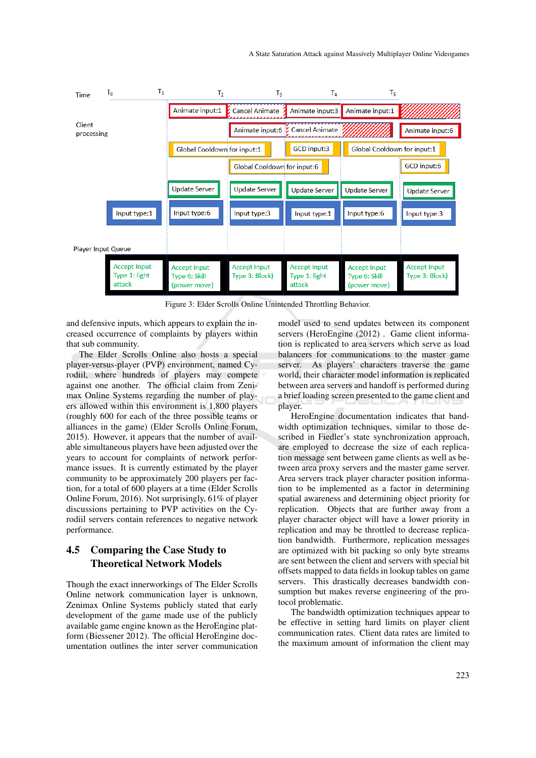Figure 3: Elder Scrolls Online Unintended Throttling Behavior.

and defensive inputs, which appears to explain the increased occurrence of complaints by players within that sub community.

The Elder Scrolls Online also hosts a special player-versus-player (PVP) environment, named Cyrodiil, where hundreds of players may compete against one another. The official claim from Zenimax Online Systems regarding the number of players allowed within this environment is 1,800 players (roughly 600 for each of the three possible teams or alliances in the game) (Elder Scrolls Online Forum, 2015). However, it appears that the number of available simultaneous players have been adjusted over the years to account for complaints of network performance issues. It is currently estimated by the player community to be approximately 200 players per faction, for a total of 600 players at a time (Elder Scrolls Online Forum, 2016). Not surprisingly, 61% of player discussions pertaining to PVP activities on the Cyrodiil servers contain references to negative network performance.

## 4.5 Comparing the Case Study to Theoretical Network Models

Though the exact innerworkings of The Elder Scrolls Online network communication layer is unknown, Zenimax Online Systems publicly stated that early development of the game made use of the publicly available game engine known as the HeroEngine platform (Biessener 2012). The official HeroEngine documentation outlines the inter server communication model used to send updates between its component servers (HeroEngine (2012) . Game client information is replicated to area servers which serve as load balancers for communications to the master game server. As players' characters traverse the game world, their character model information is replicated between area servers and handoff is performed during a brief loading screen presented to the game client and player.

HeroEngine documentation indicates that bandwidth optimization techniques, similar to those described in Fiedler's state synchronization approach, are employed to decrease the size of each replication message sent between game clients as well as between area proxy servers and the master game server. Area servers track player character position information to be implemented as a factor in determining spatial awareness and determining object priority for replication. Objects that are further away from a player character object will have a lower priority in replication and may be throttled to decrease replication bandwidth. Furthermore, replication messages are optimized with bit packing so only byte streams are sent between the client and servers with special bit offsets mapped to data fields in lookup tables on game servers. This drastically decreases bandwidth consumption but makes reverse engineering of the protocol problematic.

The bandwidth optimization techniques appear to be effective in setting hard limits on player client communication rates. Client data rates are limited to the maximum amount of information the client may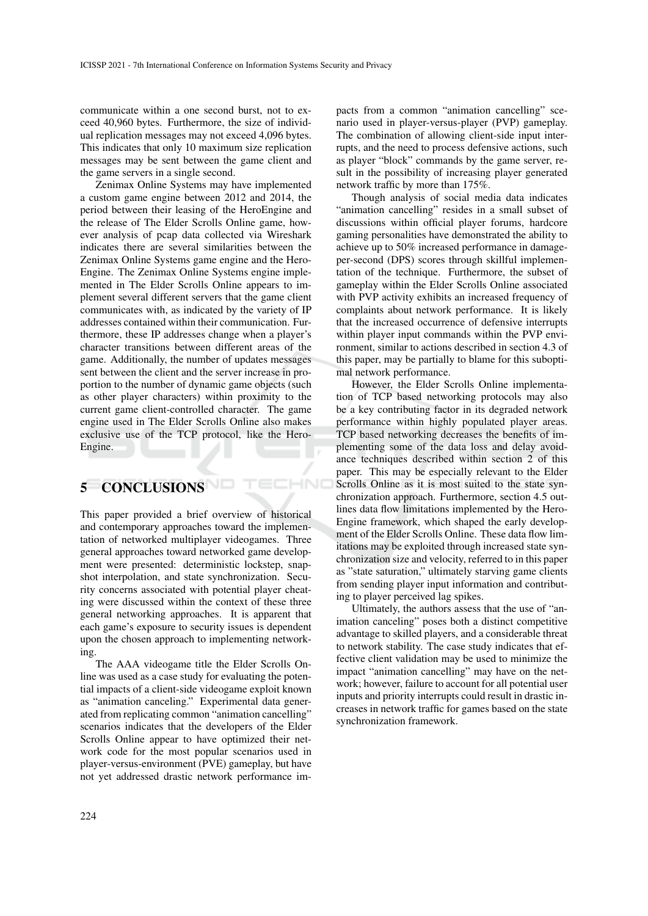communicate within a one second burst, not to exceed 40,960 bytes. Furthermore, the size of individual replication messages may not exceed 4,096 bytes. This indicates that only 10 maximum size replication messages may be sent between the game client and the game servers in a single second.

Zenimax Online Systems may have implemented a custom game engine between 2012 and 2014, the period between their leasing of the HeroEngine and the release of The Elder Scrolls Online game, however analysis of pcap data collected via Wireshark indicates there are several similarities between the Zenimax Online Systems game engine and the HeroEngine. The Zenimax Online Systems engine implemented in The Elder Scrolls Online appears to implement several different servers that the game client communicates with, as indicated by the variety of IP addresses contained within their communication. Furthermore, these IP addresses change when a player's character transitions between different areas of the game. Additionally, the number of updates messages sent between the client and the server increase in proportion to the number of dynamic game objects (such as other player characters) within proximity to the current game client-controlled character. The game engine used in The Elder Scrolls Online also makes exclusive use of the TCP protocol, like the HeroEngine.

# 5 CONCLUSIONS

This paper provided a brief overview of historical and contemporary approaches toward the implementation of networked multiplayer videogames. Three general approaches toward networked game development were presented: deterministic lockstep, snapshot interpolation, and state synchronization. Security concerns associated with potential player cheating were discussed within the context of these three general networking approaches. It is apparent that each game's exposure to security issues is dependent upon the chosen approach to implementing networking.

The AAA videogame title the Elder Scrolls Online was used as a case study for evaluating the potential impacts of a client-side videogame exploit known as "animation canceling." Experimental data generated from replicating common "animation cancelling" scenarios indicates that the developers of the Elder Scrolls Online appear to have optimized their network code for the most popular scenarios used in player-versus-environment (PVE) gameplay, but have not yet addressed drastic network performance impacts from a common "animation cancelling" scenario used in player-versus-player (PVP) gameplay. The combination of allowing client-side input interrupts, and the need to process defensive actions, such as player "block" commands by the game server, result in the possibility of increasing player generated network traffic by more than 175%.

Though analysis of social media data indicates "animation cancelling" resides in a small subset of discussions within official player forums, hardcore gaming personalities have demonstrated the ability to achieve up to 50% increased performance in damage-per-second (DPS) scores through skillful implementation of the technique. Furthermore, the subset of gameplay within the Elder Scrolls Online associated with PVP activity exhibits an increased frequency of complaints about network performance. It is likely that the increased occurrence of defensive interrupts within player input commands within the PVP environment, similar to actions described in section 4.3 of this paper, may be partially to blame for this suboptimal network performance.

However, the Elder Scrolls Online implementation of TCP based networking protocols may also be a key contributing factor in its degraded network performance within highly populated player areas. TCP based networking decreases the benefits of implementing some of the data loss and delay avoidance techniques described within section 2 of this paper. This may be especially relevant to the Elder Scrolls Online as it is most suited to the state synchronization approach. Furthermore, section 4.5 outlines data flow limitations implemented by the HeroEngine framework, which shaped the early development of the Elder Scrolls Online. These data flow limitations may be exploited through increased state synchronization size and velocity, referred to in this paper as "state saturation," ultimately starving game clients from sending player input information and contributing to player perceived lag spikes.

Ultimately, the authors assess that the use of "animation canceling" poses both a distinct competitive advantage to skilled players, and a considerable threat to network stability. The case study indicates that effective client validation may be used to minimize the impact "animation cancelling" may have on the network; however, failure to account for all potential user inputs and priority interrupts could result in drastic increases in network traffic for games based on the state synchronization framework.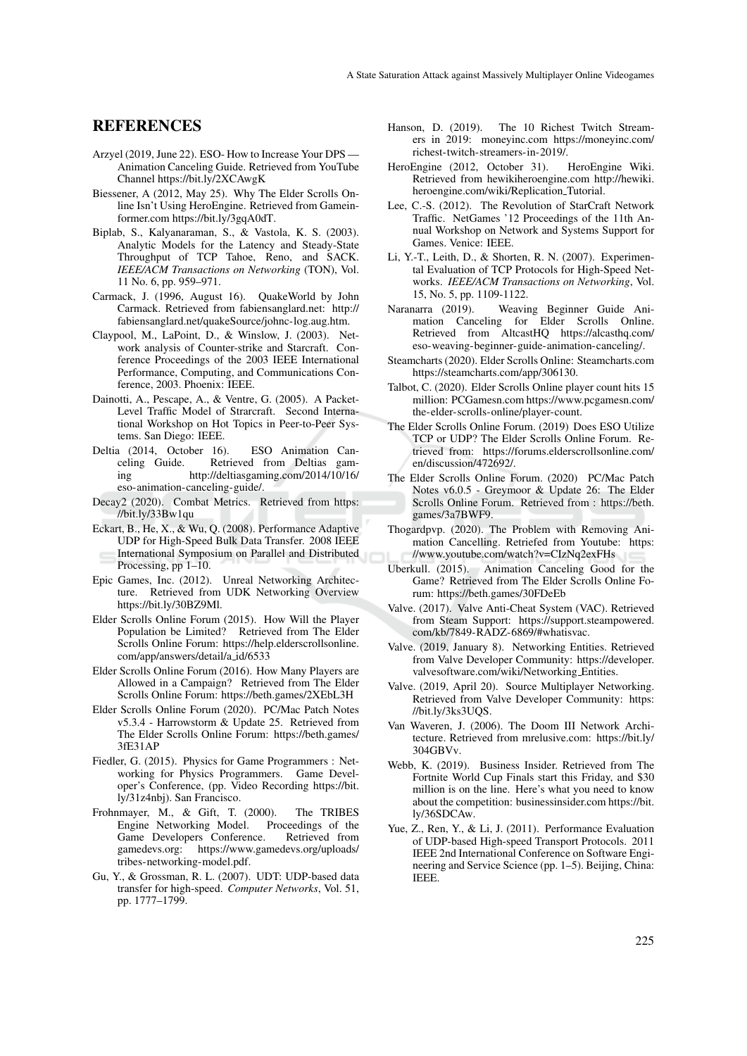## REFERENCES

Arzyel (2019, June 22). ESO- How to Increase Your DPS — Animation Canceling Guide. Retrieved from YouTube Channel https://bit.ly/2XCAwgK

Biessener, A (2012, May 25). Why The Elder Scrolls Online Isn't Using HeroEngine. Retrieved from Gameinformer.com https://bit.ly/3gqA0dT.

Biplab, S., Kalyanaraman, S., & Vastola, K. S. (2003). Analytic Models for the Latency and Steady-State Throughput of TCP Tahoe, Reno, and SACK. *IEEE/ACM Transactions on Networking* (TON), Vol. 11 No. 6, pp. 959–971.

Carmack, J. (1996, August 16). QuakeWorld by John Carmack. Retrieved from fabiensanglard.net: http://fabiensanglard.net/quakeSource/johnc-log.aug.htm.

Claypool, M., LaPoint, D., & Winslow, J. (2003). Network analysis of Counter-strike and Starcraft. Conference Proceedings of the 2003 IEEE International Performance, Computing, and Communications Conference, 2003. Phoenix: IEEE.

Dainotti, A., Pescape, A., & Ventre, G. (2005). A Packet-Level Traffic Model of Strarcraft. Second International Workshop on Hot Topics in Peer-to-Peer Systems. San Diego: IEEE.

Deltia (2014, October 16). ESO Animation Canceling Guide. Retrieved from Deltias gaming http://deltiasgaming.com/2014/10/16/eso-animation-canceling-guide/.

Decay2 (2020). Combat Metrics. Retrieved from https://bit.ly/33Bw1qu

Eckart, B., He, X., & Wu, Q. (2008). Performance Adaptive UDP for High-Speed Bulk Data Transfer. 2008 IEEE International Symposium on Parallel and Distributed Processing, pp 1–10.

Epic Games, Inc. (2012). Unreal Networking Architecture. Retrieved from UDK Networking Overview https://bit.ly/30BZ9Ml.

Elder Scrolls Online Forum (2015). How Will the Player Population be Limited? Retrieved from The Elder Scrolls Online Forum: https://help.elderscrollsonline.com/app/answers/detail/a_id/6533

Elder Scrolls Online Forum (2016). How Many Players are Allowed in a Campaign? Retrieved from The Elder Scrolls Online Forum: https://beth.games/2XEbL3H

Elder Scrolls Online Forum (2020). PC/Mac Patch Notes v5.3.4 - Harrowstorm & Update 25. Retrieved from The Elder Scrolls Online Forum: https://beth.games/3fE31AP

Fiedler, G. (2015). Physics for Game Programmers : Networking for Physics Programmers. Game Developer's Conference, (pp. Video Recording https://bit.ly/31z4nbj). San Francisco.

Frohnmayer, M., & Gift, T. (2000). The TRIBES Engine Networking Model. Proceedings of the Game Developers Conference. Retrieved from gamedevs.org: https://www.gamedevs.org/uploads/tribes-networking-model.pdf.

Gu, Y., & Grossman, R. L. (2007). UDT: UDP-based data transfer for high-speed. *Computer Networks*, Vol. 51, pp. 1777–1799.

Hanson, D. (2019). The 10 Richest Twitch Streamers in 2019: moneyinc.com https://moneyinc.com/richest-twitch-streamers-in-2019/.

HeroEngine (2012, October 31). HeroEngine Wiki. Retrieved from hewikiheroengine.com http://hewiki.heroengine.com/wiki/Replication_Tutorial.

Lee, C.-S. (2012). The Revolution of StarCraft Network Traffic. NetGames '12 Proceedings of the 11th Annual Workshop on Network and Systems Support for Games. Venice: IEEE.

Li, Y.-T., Leith, D., & Shorten, R. N. (2007). Experimental Evaluation of TCP Protocols for High-Speed Networks. *IEEE/ACM Transactions on Networking*, Vol. 15, No. 5, pp. 1109-1122.

Naranarra (2019). Weaving Beginner Guide Animation Canceling for Elder Scrolls Online. Retrieved from AltcastHQ https://alcasthq.com/eso-weaving-beginner-guide-animation-canceling/.

Steamcharts (2020). Elder Scrolls Online: Steamcharts.com https://steamcharts.com/app/306130.

Talbot, C. (2020). Elder Scrolls Online player count hits 15 million: PCGamesn.com https://www.pcgamesn.com/the-elder-scrolls-online/player-count.

The Elder Scrolls Online Forum. (2019) Does ESO Utilize TCP or UDP? The Elder Scrolls Online Forum. Retrieved from: https://forums.elderscrollsonline.com/en/discussion/472692/.

The Elder Scrolls Online Forum. (2020) PC/Mac Patch Notes v6.0.5 - Greymoor & Update 26: The Elder Scrolls Online Forum. Retrieved from : https://beth.games/3a7BWF9.

Thogardpvp. (2020). The Problem with Removing Animation Cancelling. Retriefed from Youtube: https://www.youtube.com/watch?v=CIzNq2exFHs

Uberkull. (2015). Animation Canceling Good for the Game? Retrieved from The Elder Scrolls Online Forum: https://beth.games/30FDeEb

Valve. (2017). Valve Anti-Cheat System (VAC). Retrieved from Steam Support: https://support.steampowered.com/kb/7849-RADZ-6869/#whatisvac.

Valve. (2019, January 8). Networking Entities. Retrieved from Valve Developer Community: https://developer.valvesoftware.com/wiki/Networking_Entities.

Valve. (2019, April 20). Source Multiplayer Networking. Retrieved from Valve Developer Community: https://bit.ly/3ks3UQS.

Van Waveren, J. (2006). The Doom III Network Architecture. Retrieved from mrelusive.com: https://bit.ly/304GBVv.

Webb, K. (2019). Business Insider. Retrieved from The Fortnite World Cup Finals start this Friday, and $30 million is on the line. Here's what you need to know about the competition: businessinsider.com https://bit.ly/36SDCAw.

Yue, Z., Ren, Y., & Li, J. (2011). Performance Evaluation of UDP-based High-speed Transport Protocols. 2011 IEEE 2nd International Conference on Software Engineering and Service Science (pp. 1–5). Beijing, China: IEEE.